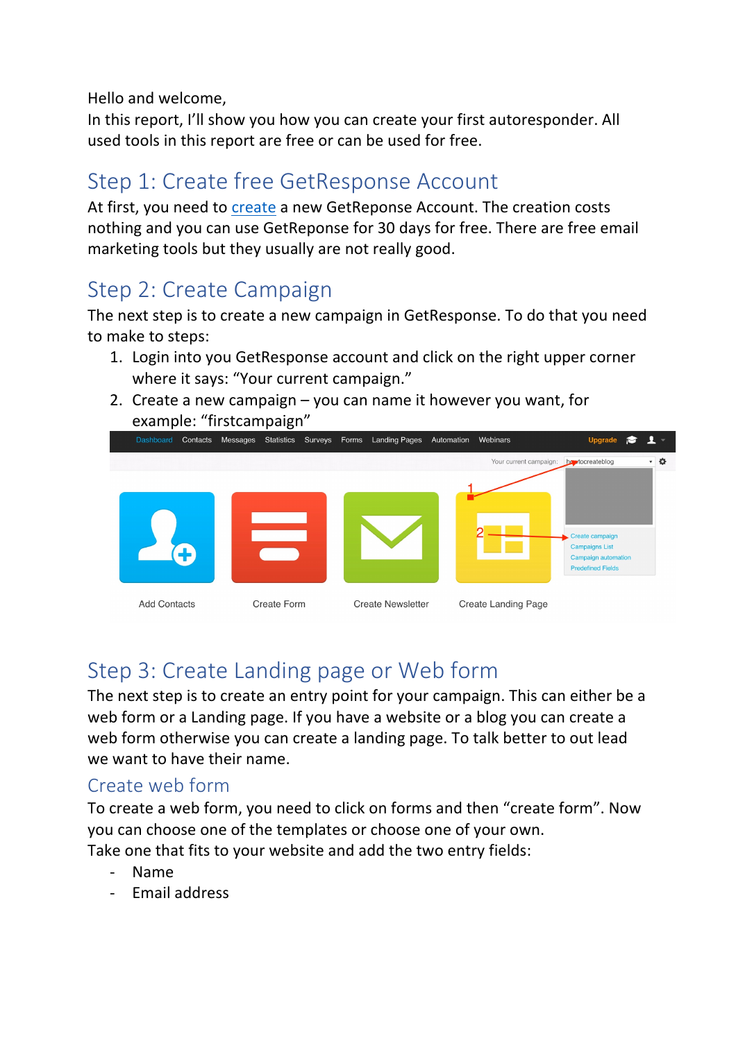Hello and welcome,
In this report, I'll show you how you can create your first autoresponder. All used tools in this report are free or can be used for free.

## Step 1: Create free GetResponse Account

At first, you need to create a new GetReponse Account. The creation costs nothing and you can use GetReponse for 30 days for free. There are free email marketing tools but they usually are not really good.

## Step 2: Create Campaign

The next step is to create a new campaign in GetResponse. To do that you need to make to steps:

1. Login into you GetResponse account and click on the right upper corner where it says: "Your current campaign."
2. Create a new campaign – you can name it however you want, for example: "firstcampaign"

## Step 3: Create Landing page or Web form

The next step is to create an entry point for your campaign. This can either be a web form or a Landing page. If you have a website or a blog you can create a web form otherwise you can create a landing page. To talk better to out lead we want to have their name.

### Create web form

To create a web form, you need to click on forms and then "create form". Now you can choose one of the templates or choose one of your own.
Take one that fits to your website and add the two entry fields:

- Name
- Email address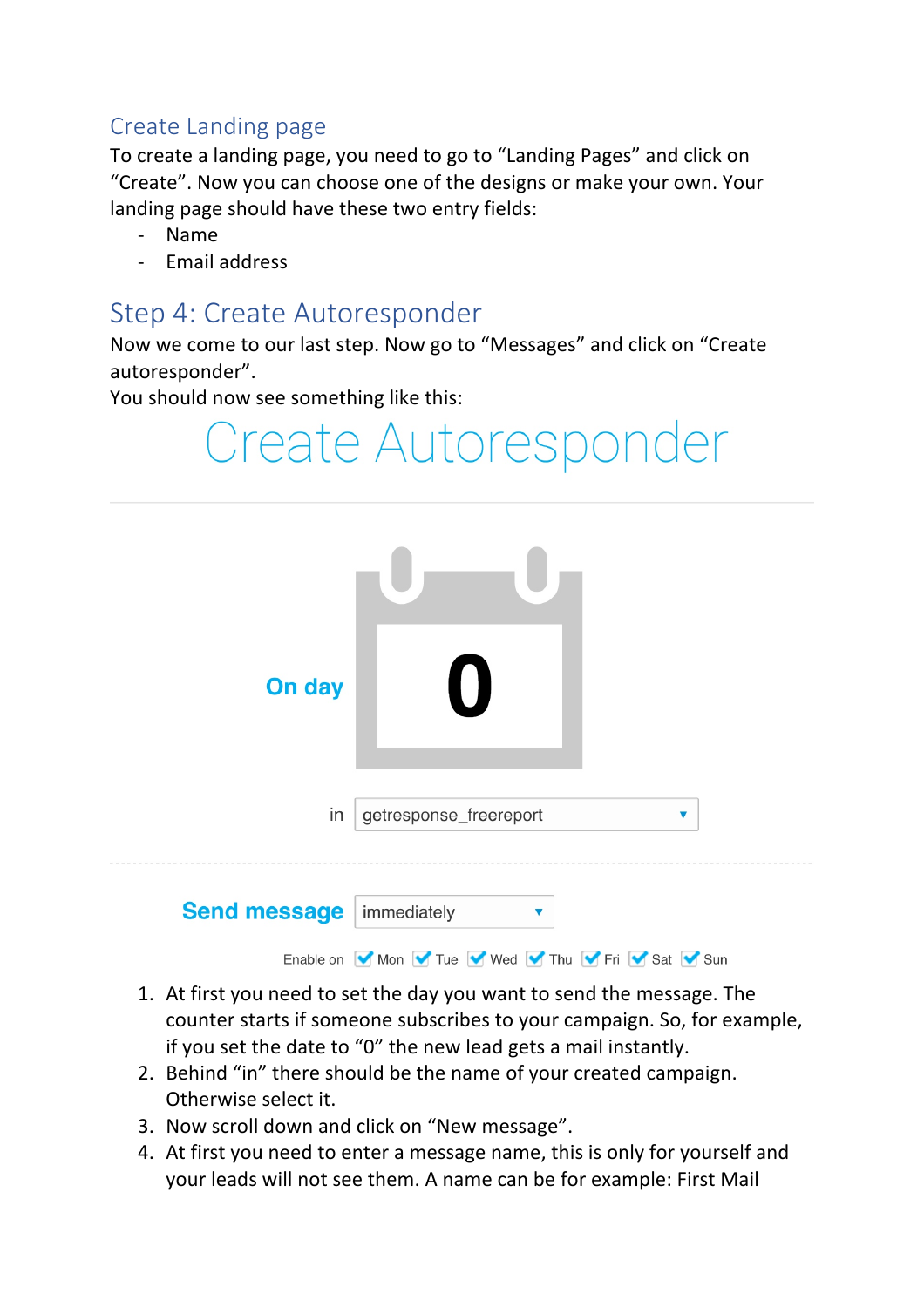## Create Landing page

To create a landing page, you need to go to "Landing Pages" and click on "Create". Now you can choose one of the designs or make your own. Your landing page should have these two entry fields:

- Name
- Email address

# Step 4: Create Autoresponder

Now we come to our last step. Now go to "Messages" and click on "Create autoresponder".

You should now see something like this:

Create Autoresponder

On day 0

in getresponse_freereport

Send message immediately

Enable on Mon Tue Wed Thu Fri Sat Sun

1. At first you need to set the day you want to send the message. The counter starts if someone subscribes to your campaign. So, for example, if you set the date to "0" the new lead gets a mail instantly.
2. Behind "in" there should be the name of your created campaign. Otherwise select it.
3. Now scroll down and click on "New message".
4. At first you need to enter a message name, this is only for yourself and your leads will not see them. A name can be for example: First Mail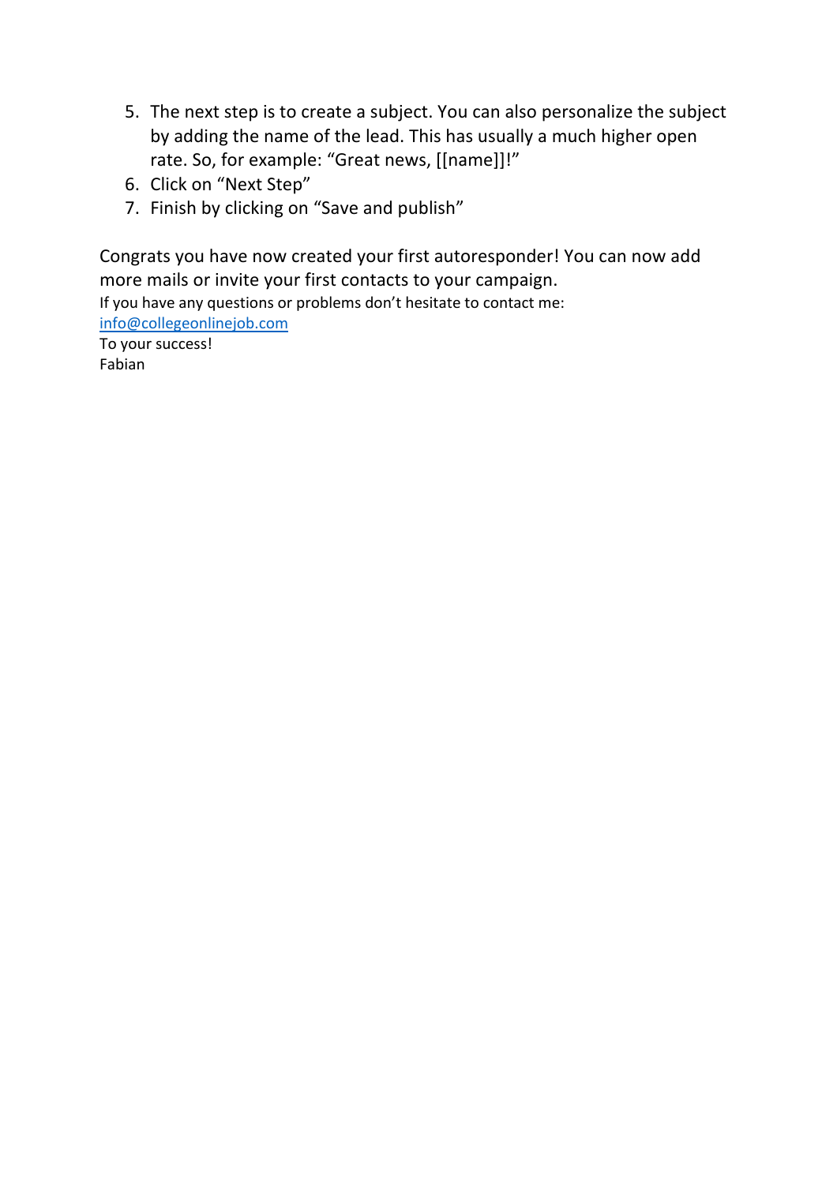5. The next step is to create a subject. You can also personalize the subject by adding the name of the lead. This has usually a much higher open rate. So, for example: “Great news, [[name]]!”
6. Click on “Next Step”
7. Finish by clicking on “Save and publish”

Congrats you have now created your first autoresponder! You can now add more mails or invite your first contacts to your campaign.

If you have any questions or problems don’t hesitate to contact me:
info@collegeonlinejob.com
To your success!
Fabian